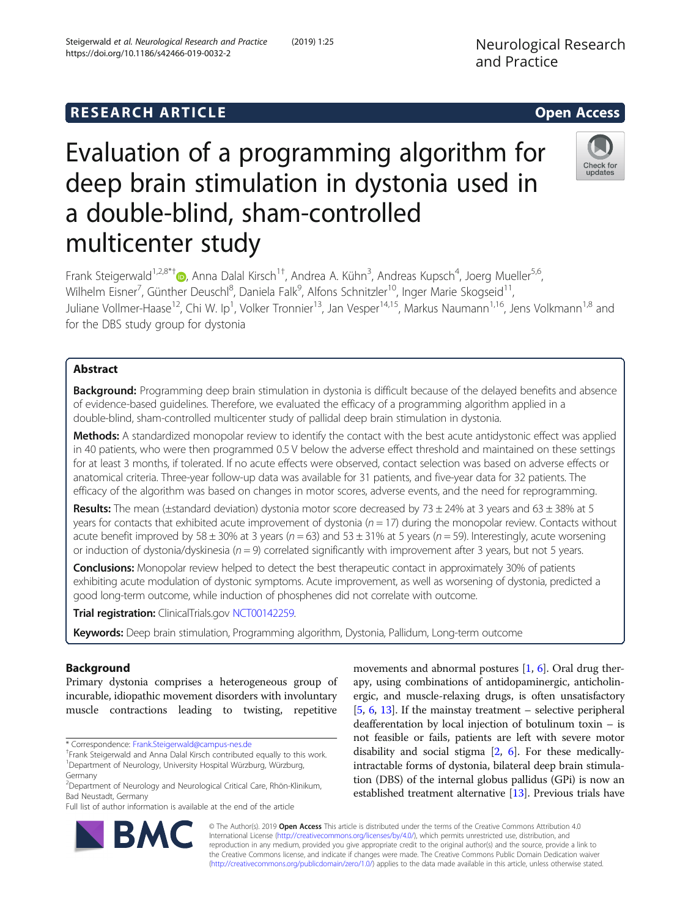RESEARCH ARTICLE

Open Access

# Evaluation of a programming algorithm for deep brain stimulation in dystonia used in a double-blind, sham-controlled multicenter study

Frank Steigerwald[1,2,8*†], Anna Dalal Kirsch[1†], Andrea A. Kühn[3], Andreas Kupsch[4], Joerg Mueller[5,6], Wilhelm Eisner[7], Günther Deuschl[8], Daniela Falk[9], Alfons Schnitzler[10], Inger Marie Skogseid[11], Juliane Vollmer-Haase[12], Chi W. Ip[1], Volker Tronnier[13], Jan Vesper[14,15], Markus Naumann[1,16], Jens Volkmann[1,8] and for the DBS study group for dystonia

## Abstract

**Background:** Programming deep brain stimulation in dystonia is difficult because of the delayed benefits and absence of evidence-based guidelines. Therefore, we evaluated the efficacy of a programming algorithm applied in a double-blind, sham-controlled multicenter study of pallidal deep brain stimulation in dystonia.

**Methods:** A standardized monopolar review to identify the contact with the best acute antidystonic effect was applied in 40 patients, who were then programmed 0.5 V below the adverse effect threshold and maintained on these settings for at least 3 months, if tolerated. If no acute effects were observed, contact selection was based on adverse effects or anatomical criteria. Three-year follow-up data was available for 31 patients, and five-year data for 32 patients. The efficacy of the algorithm was based on changes in motor scores, adverse events, and the need for reprogramming.

**Results:** The mean (±standard deviation) dystonia motor score decreased by 73 ± 24% at 3 years and 63 ± 38% at 5 years for contacts that exhibited acute improvement of dystonia ($n = 17$) during the monopolar review. Contacts without acute benefit improved by 58 ± 30% at 3 years ($n = 63$) and 53 ± 31% at 5 years ($n = 59$). Interestingly, acute worsening or induction of dystonia/dyskinesia ($n = 9$) correlated significantly with improvement after 3 years, but not 5 years.

**Conclusions:** Monopolar review helped to detect the best therapeutic contact in approximately 30% of patients exhibiting acute modulation of dystonic symptoms. Acute improvement, as well as worsening of dystonia, predicted a good long-term outcome, while induction of phosphenes did not correlate with outcome.

**Trial registration:** ClinicalTrials.gov NCT00142259.

**Keywords:** Deep brain stimulation, Programming algorithm, Dystonia, Pallidum, Long-term outcome

## Background

Primary dystonia comprises a heterogeneous group of incurable, idiopathic movement disorders with involuntary muscle contractions leading to twisting, repetitive movements and abnormal postures [1, 6]. Oral drug therapy, using combinations of antidopaminergic, anticholinergic, and muscle-relaxing drugs, is often unsatisfactory [5, 6, 13]. If the mainstay treatment – selective peripheral deafferentation by local injection of botulinum toxin – is not feasible or fails, patients are left with severe motor disability and social stigma [2, 6]. For these medically-intractable forms of dystonia, bilateral deep brain stimulation (DBS) of the internal globus pallidus (GPi) is now an established treatment alternative [13]. Previous trials have

* Correspondence: Frank.Steigerwald@campus-nes.de
†Frank Steigerwald and Anna Dalal Kirsch contributed equally to this work.
[1]Department of Neurology, University Hospital Würzburg, Würzburg, Germany
[2]Department of Neurology and Neurological Critical Care, Rhön-Klinikum, Bad Neustadt, Germany
Full list of author information is available at the end of the article

© The Author(s). 2019 **Open Access** This article is distributed under the terms of the Creative Commons Attribution 4.0 International License (http://creativecommons.org/licenses/by/4.0/), which permits unrestricted use, distribution, and reproduction in any medium, provided you give appropriate credit to the original author(s) and the source, provide a link to the Creative Commons license, and indicate if changes were made. The Creative Commons Public Domain Dedication waiver (http://creativecommons.org/publicdomain/zero/1.0/) applies to the data made available in this article, unless otherwise stated.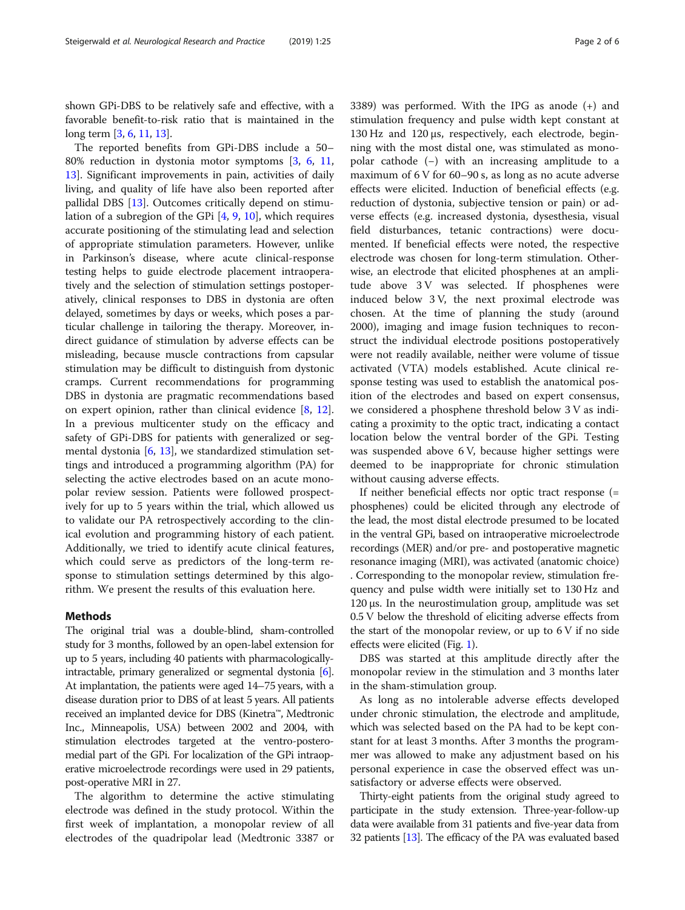shown GPi-DBS to be relatively safe and effective, with a favorable benefit-to-risk ratio that is maintained in the long term [3, 6, 11, 13].

The reported benefits from GPi-DBS include a 50–80% reduction in dystonia motor symptoms [3, 6, 11, 13]. Significant improvements in pain, activities of daily living, and quality of life have also been reported after pallidal DBS [13]. Outcomes critically depend on stimulation of a subregion of the GPi [4, 9, 10], which requires accurate positioning of the stimulating lead and selection of appropriate stimulation parameters. However, unlike in Parkinson's disease, where acute clinical-response testing helps to guide electrode placement intraoperatively and the selection of stimulation settings postoperatively, clinical responses to DBS in dystonia are often delayed, sometimes by days or weeks, which poses a particular challenge in tailoring the therapy. Moreover, indirect guidance of stimulation by adverse effects can be misleading, because muscle contractions from capsular stimulation may be difficult to distinguish from dystonic cramps. Current recommendations for programming DBS in dystonia are pragmatic recommendations based on expert opinion, rather than clinical evidence [8, 12]. In a previous multicenter study on the efficacy and safety of GPi-DBS for patients with generalized or segmental dystonia [6, 13], we standardized stimulation settings and introduced a programming algorithm (PA) for selecting the active electrodes based on an acute monopolar review session. Patients were followed prospectively for up to 5 years within the trial, which allowed us to validate our PA retrospectively according to the clinical evolution and programming history of each patient. Additionally, we tried to identify acute clinical features, which could serve as predictors of the long-term response to stimulation settings determined by this algorithm. We present the results of this evaluation here.

## Methods

The original trial was a double-blind, sham-controlled study for 3 months, followed by an open-label extension for up to 5 years, including 40 patients with pharmacologically-intractable, primary generalized or segmental dystonia [6]. At implantation, the patients were aged 14–75 years, with a disease duration prior to DBS of at least 5 years. All patients received an implanted device for DBS (Kinetra™, Medtronic Inc., Minneapolis, USA) between 2002 and 2004, with stimulation electrodes targeted at the ventro-posteromedial part of the GPi. For localization of the GPi intraoperative microelectrode recordings were used in 29 patients, post-operative MRI in 27.

The algorithm to determine the active stimulating electrode was defined in the study protocol. Within the first week of implantation, a monopolar review of all electrodes of the quadripolar lead (Medtronic 3387 or 3389) was performed. With the IPG as anode (+) and stimulation frequency and pulse width kept constant at 130 Hz and 120 µs, respectively, each electrode, beginning with the most distal one, was stimulated as monopolar cathode (−) with an increasing amplitude to a maximum of 6 V for 60–90 s, as long as no acute adverse effects were elicited. Induction of beneficial effects (e.g. reduction of dystonia, subjective tension or pain) or adverse effects (e.g. increased dystonia, dysesthesia, visual field disturbances, tetanic contractions) were documented. If beneficial effects were noted, the respective electrode was chosen for long-term stimulation. Otherwise, an electrode that elicited phosphenes at an amplitude above 3 V was selected. If phosphenes were induced below 3 V, the next proximal electrode was chosen. At the time of planning the study (around 2000), imaging and image fusion techniques to reconstruct the individual electrode positions postoperatively were not readily available, neither were volume of tissue activated (VTA) models established. Acute clinical response testing was used to establish the anatomical position of the electrodes and based on expert consensus, we considered a phosphene threshold below 3 V as indicating a proximity to the optic tract, indicating a contact location below the ventral border of the GPi. Testing was suspended above 6 V, because higher settings were deemed to be inappropriate for chronic stimulation without causing adverse effects.

If neither beneficial effects nor optic tract response (= phosphenes) could be elicited through any electrode of the lead, the most distal electrode presumed to be located in the ventral GPi, based on intraoperative microelectrode recordings (MER) and/or pre- and postoperative magnetic resonance imaging (MRI), was activated (anatomic choice). Corresponding to the monopolar review, stimulation frequency and pulse width were initially set to 130 Hz and 120 µs. In the neurostimulation group, amplitude was set 0.5 V below the threshold of eliciting adverse effects from the start of the monopolar review, or up to 6 V if no side effects were elicited (Fig. 1).

DBS was started at this amplitude directly after the monopolar review in the stimulation and 3 months later in the sham-stimulation group.

As long as no intolerable adverse effects developed under chronic stimulation, the electrode and amplitude, which was selected based on the PA had to be kept constant for at least 3 months. After 3 months the programmer was allowed to make any adjustment based on his personal experience in case the observed effect was unsatisfactory or adverse effects were observed.

Thirty-eight patients from the original study agreed to participate in the study extension. Three-year-follow-up data were available from 31 patients and five-year data from 32 patients [13]. The efficacy of the PA was evaluated based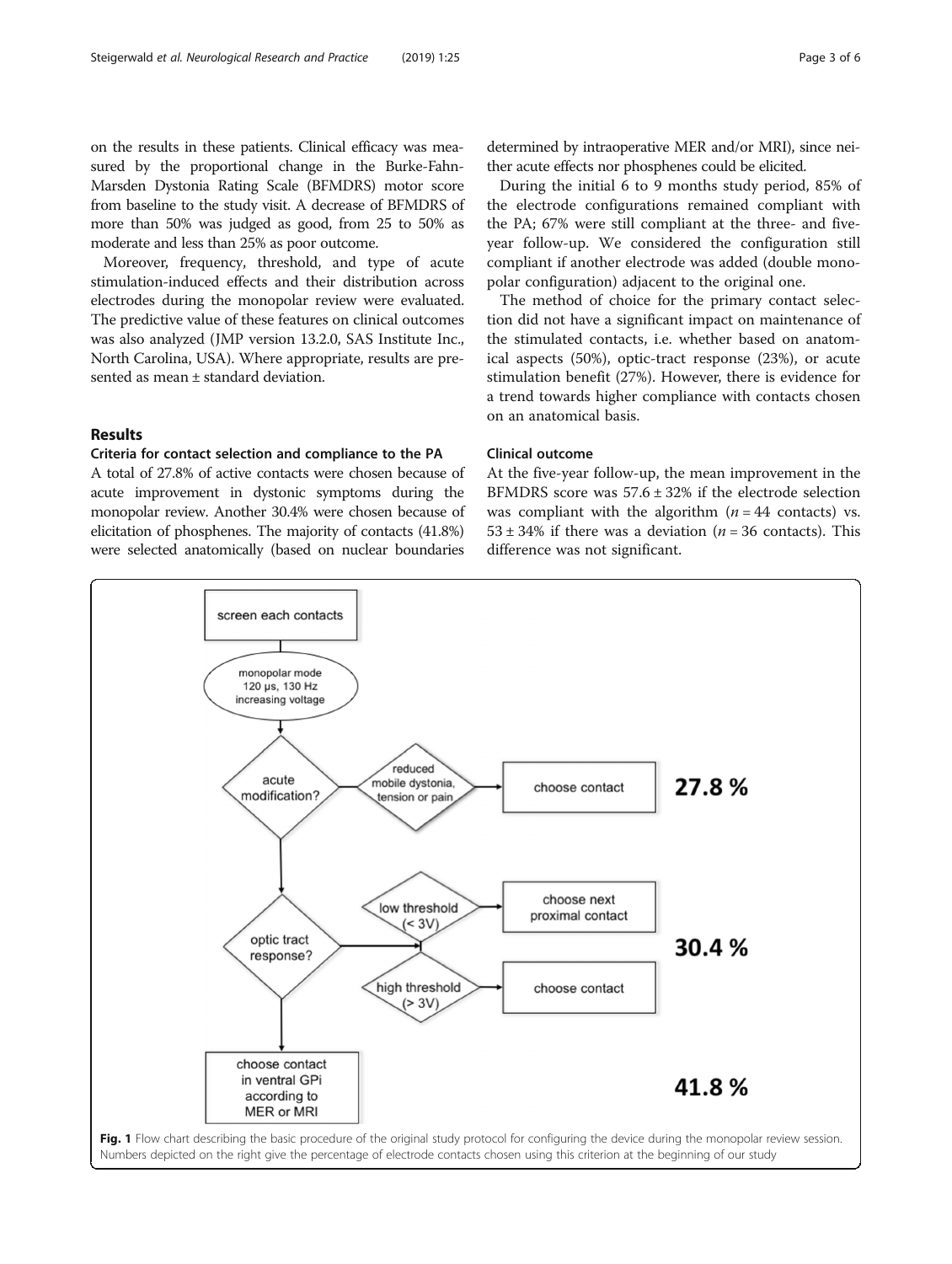on the results in these patients. Clinical efficacy was measured by the proportional change in the Burke-Fahn-Marsden Dystonia Rating Scale (BFMDRS) motor score from baseline to the study visit. A decrease of BFMDRS of more than 50% was judged as good, from 25 to 50% as moderate and less than 25% as poor outcome.

Moreover, frequency, threshold, and type of acute stimulation-induced effects and their distribution across electrodes during the monopolar review were evaluated. The predictive value of these features on clinical outcomes was also analyzed (JMP version 13.2.0, SAS Institute Inc., North Carolina, USA). Where appropriate, results are presented as mean ± standard deviation.

## Results

### Criteria for contact selection and compliance to the PA

A total of 27.8% of active contacts were chosen because of acute improvement in dystonic symptoms during the monopolar review. Another 30.4% were chosen because of elicitation of phosphenes. The majority of contacts (41.8%) were selected anatomically (based on nuclear boundaries determined by intraoperative MER and/or MRI), since neither acute effects nor phosphenes could be elicited.

During the initial 6 to 9 months study period, 85% of the electrode configurations remained compliant with the PA; 67% were still compliant at the three- and five-year follow-up. We considered the configuration still compliant if another electrode was added (double monopolar configuration) adjacent to the original one.

The method of choice for the primary contact selection did not have a significant impact on maintenance of the stimulated contacts, i.e. whether based on anatomical aspects (50%), optic-tract response (23%), or acute stimulation benefit (27%). However, there is evidence for a trend towards higher compliance with contacts chosen on an anatomical basis.

### Clinical outcome

At the five-year follow-up, the mean improvement in the BFMDRS score was 57.6 ± 32% if the electrode selection was compliant with the algorithm ($n = 44$ contacts) vs. 53 ± 34% if there was a deviation ($n = 36$ contacts). This difference was not significant.

**Fig. 1** Flow chart describing the basic procedure of the original study protocol for configuring the device during the monopolar review session. Numbers depicted on the right give the percentage of electrode contacts chosen using this criterion at the beginning of our study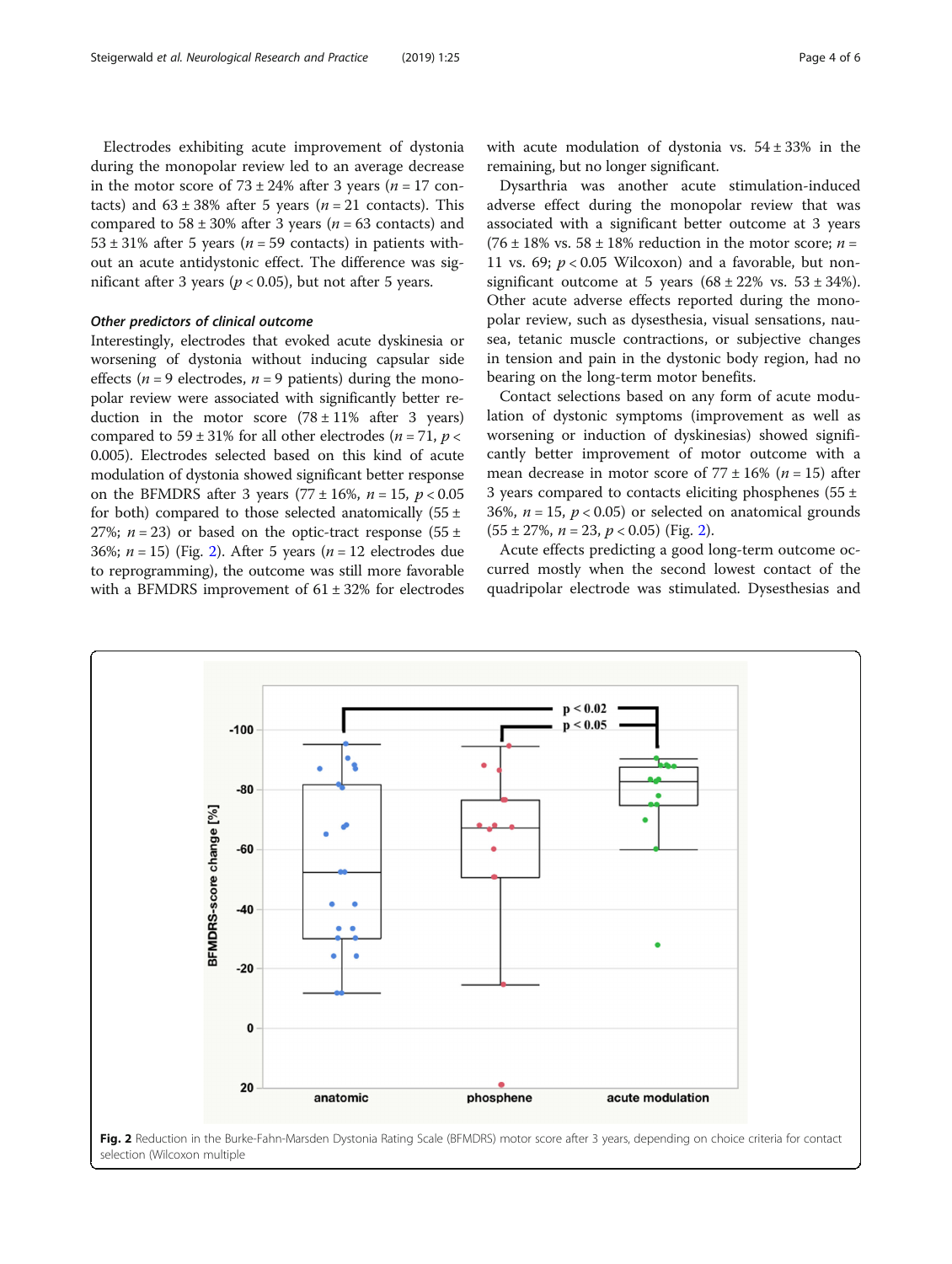Electrodes exhibiting acute improvement of dystonia during the monopolar review led to an average decrease in the motor score of 73 ± 24% after 3 years ($n = 17$ contacts) and 63 ± 38% after 5 years ($n = 21$ contacts). This compared to 58 ± 30% after 3 years ($n = 63$ contacts) and 53 ± 31% after 5 years ($n = 59$ contacts) in patients without an acute antidystonic effect. The difference was significant after 3 years ($p < 0.05$), but not after 5 years.

### Other predictors of clinical outcome

Interestingly, electrodes that evoked acute dyskinesia or worsening of dystonia without inducing capsular side effects ($n = 9$ electrodes, $n = 9$ patients) during the monopolar review were associated with significantly better reduction in the motor score (78 ± 11% after 3 years) compared to 59 ± 31% for all other electrodes ($n = 71$, $p < 0.005$). Electrodes selected based on this kind of acute modulation of dystonia showed significant better response on the BFMDRS after 3 years (77 ± 16%, $n = 15$, $p < 0.05$ for both) compared to those selected anatomically (55 ± 27%; $n = 23$) or based on the optic-tract response (55 ± 36%; $n = 15$) (Fig. 2). After 5 years ($n = 12$ electrodes due to reprogramming), the outcome was still more favorable with a BFMDRS improvement of 61 ± 32% for electrodes with acute modulation of dystonia vs. 54 ± 33% in the remaining, but no longer significant.

Dysarthria was another acute stimulation-induced adverse effect during the monopolar review that was associated with a significant better outcome at 3 years (76 ± 18% vs. 58 ± 18% reduction in the motor score; $n = 11$ vs. 69; $p < 0.05$ Wilcoxon) and a favorable, but non-significant outcome at 5 years (68 ± 22% vs. 53 ± 34%). Other acute adverse effects reported during the monopolar review, such as dysesthesia, visual sensations, nausea, tetanic muscle contractions, or subjective changes in tension and pain in the dystonic body region, had no bearing on the long-term motor benefits.

Contact selections based on any form of acute modulation of dystonic symptoms (improvement as well as worsening or induction of dyskinesias) showed significantly better improvement of motor outcome with a mean decrease in motor score of 77 ± 16% ($n = 15$) after 3 years compared to contacts eliciting phosphenes (55 ± 36%, $n = 15$, $p < 0.05$) or selected on anatomical grounds (55 ± 27%, $n = 23$, $p < 0.05$) (Fig. 2).

Acute effects predicting a good long-term outcome occurred mostly when the second lowest contact of the quadripolar electrode was stimulated. Dysesthesias and

**Fig. 2** Reduction in the Burke-Fahn-Marsden Dystonia Rating Scale (BFMDRS) motor score after 3 years, depending on choice criteria for contact selection (Wilcoxon multiple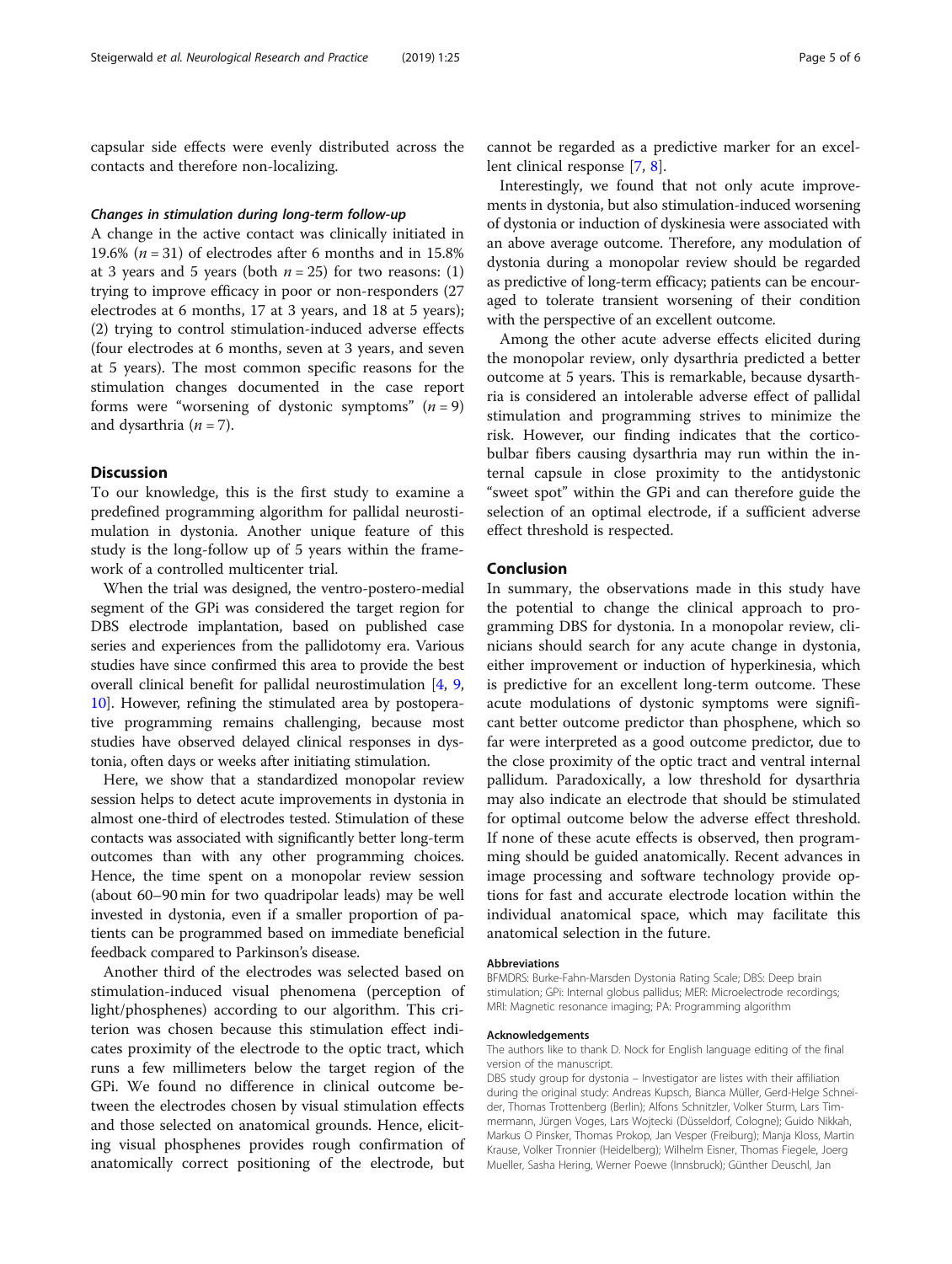capsular side effects were evenly distributed across the contacts and therefore non-localizing.

#### *Changes in stimulation during long-term follow-up*

A change in the active contact was clinically initiated in 19.6% ($n = 31$) of electrodes after 6 months and in 15.8% at 3 years and 5 years (both $n = 25$) for two reasons: (1) trying to improve efficacy in poor or non-responders (27 electrodes at 6 months, 17 at 3 years, and 18 at 5 years); (2) trying to control stimulation-induced adverse effects (four electrodes at 6 months, seven at 3 years, and seven at 5 years). The most common specific reasons for the stimulation changes documented in the case report forms were "worsening of dystonic symptoms" ($n = 9$) and dysarthria ($n = 7$).

## Discussion

To our knowledge, this is the first study to examine a predefined programming algorithm for pallidal neurostimulation in dystonia. Another unique feature of this study is the long-follow up of 5 years within the framework of a controlled multicenter trial.

When the trial was designed, the ventro-postero-medial segment of the GPi was considered the target region for DBS electrode implantation, based on published case series and experiences from the pallidotomy era. Various studies have since confirmed this area to provide the best overall clinical benefit for pallidal neurostimulation [4, 9, 10]. However, refining the stimulated area by postoperative programming remains challenging, because most studies have observed delayed clinical responses in dystonia, often days or weeks after initiating stimulation.

Here, we show that a standardized monopolar review session helps to detect acute improvements in dystonia in almost one-third of electrodes tested. Stimulation of these contacts was associated with significantly better long-term outcomes than with any other programming choices. Hence, the time spent on a monopolar review session (about 60–90 min for two quadripolar leads) may be well invested in dystonia, even if a smaller proportion of patients can be programmed based on immediate beneficial feedback compared to Parkinson's disease.

Another third of the electrodes was selected based on stimulation-induced visual phenomena (perception of light/phosphenes) according to our algorithm. This criterion was chosen because this stimulation effect indicates proximity of the electrode to the optic tract, which runs a few millimeters below the target region of the GPi. We found no difference in clinical outcome between the electrodes chosen by visual stimulation effects and those selected on anatomical grounds. Hence, eliciting visual phosphenes provides rough confirmation of anatomically correct positioning of the electrode, but cannot be regarded as a predictive marker for an excellent clinical response [7, 8].

Interestingly, we found that not only acute improvements in dystonia, but also stimulation-induced worsening of dystonia or induction of dyskinesia were associated with an above average outcome. Therefore, any modulation of dystonia during a monopolar review should be regarded as predictive of long-term efficacy; patients can be encouraged to tolerate transient worsening of their condition with the perspective of an excellent outcome.

Among the other acute adverse effects elicited during the monopolar review, only dysarthria predicted a better outcome at 5 years. This is remarkable, because dysarthria is considered an intolerable adverse effect of pallidal stimulation and programming strives to minimize the risk. However, our finding indicates that the corticobulbar fibers causing dysarthria may run within the internal capsule in close proximity to the antidystonic "sweet spot" within the GPi and can therefore guide the selection of an optimal electrode, if a sufficient adverse effect threshold is respected.

## Conclusion

In summary, the observations made in this study have the potential to change the clinical approach to programming DBS for dystonia. In a monopolar review, clinicians should search for any acute change in dystonia, either improvement or induction of hyperkinesia, which is predictive for an excellent long-term outcome. These acute modulations of dystonic symptoms were significant better outcome predictor than phosphene, which so far were interpreted as a good outcome predictor, due to the close proximity of the optic tract and ventral internal pallidum. Paradoxically, a low threshold for dysarthria may also indicate an electrode that should be stimulated for optimal outcome below the adverse effect threshold. If none of these acute effects is observed, then programming should be guided anatomically. Recent advances in image processing and software technology provide options for fast and accurate electrode location within the individual anatomical space, which may facilitate this anatomical selection in the future.

#### Abbreviations

BFMDRS: Burke-Fahn-Marsden Dystonia Rating Scale; DBS: Deep brain stimulation; GPi: Internal globus pallidus; MER: Microelectrode recordings; MRI: Magnetic resonance imaging; PA: Programming algorithm

#### Acknowledgements

The authors like to thank D. Nock for English language editing of the final version of the manuscript.

DBS study group for dystonia – Investigator are listes with their affiliation during the original study: Andreas Kupsch, Bianca Müller, Gerd-Helge Schneider, Thomas Trottenberg (Berlin); Alfons Schnitzler, Volker Sturm, Lars Timmermann, Jürgen Voges, Lars Wojtecki (Düsseldorf, Cologne); Guido Nikkah, Markus O Pinsker, Thomas Prokop, Jan Vesper (Freiburg); Manja Kloss, Martin Krause, Volker Tronnier (Heidelberg); Wilhelm Eisner, Thomas Fiegele, Joerg Mueller, Sasha Hering, Werner Poewe (Innsbruck); Günther Deuschl, Jan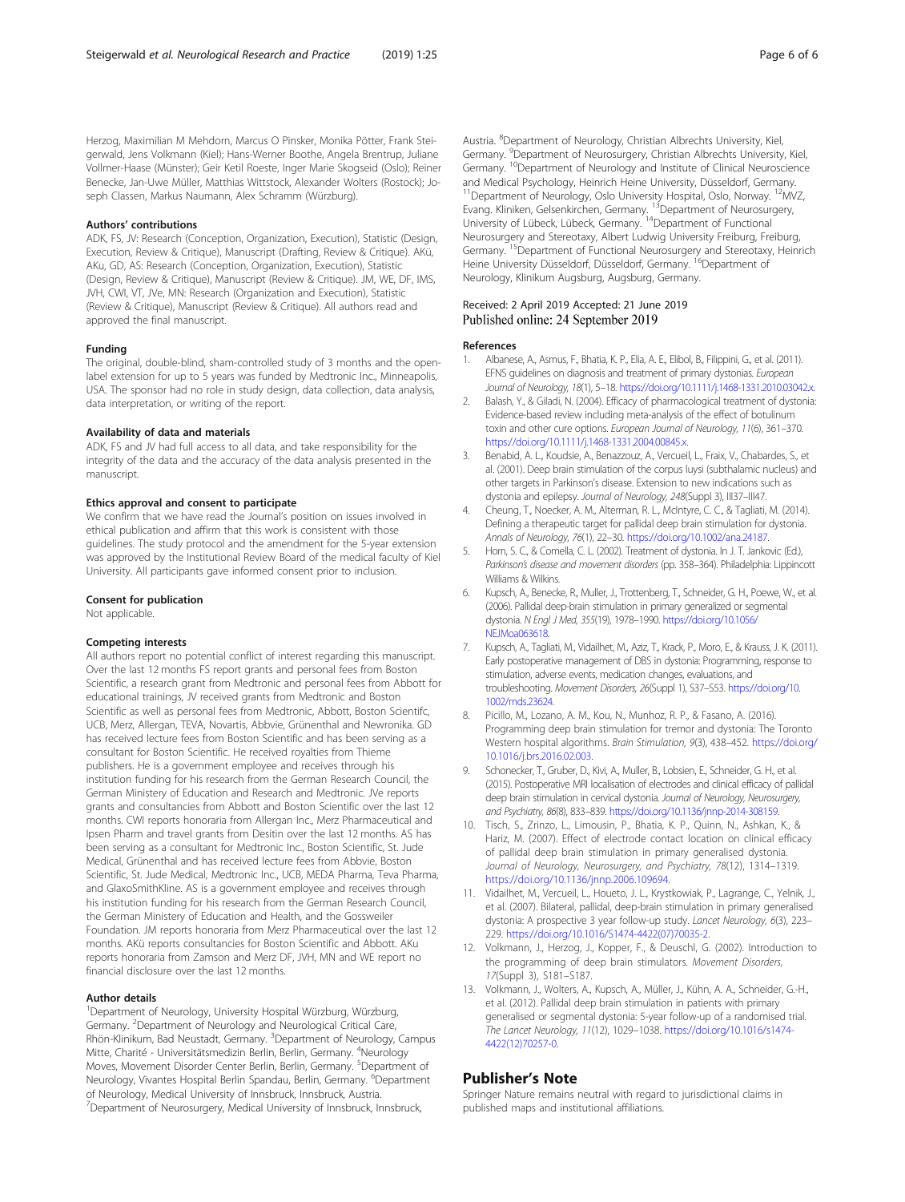Herzog, Maximilian M Mehdorn, Marcus O Pinsker, Monika Pötter, Frank Steigerwald, Jens Volkmann (Kiel); Hans-Werner Boothe, Angela Brentrup, Juliane Vollmer-Haase (Münster); Geir Ketil Roeste, Inger Marie Skogseid (Oslo); Reiner Benecke, Jan-Uwe Müller, Matthias Wittstock, Alexander Wolters (Rostock); Joseph Classen, Markus Naumann, Alex Schramm (Würzburg).

#### Authors' contributions

ADK, FS, JV: Research (Conception, Organization, Execution), Statistic (Design, Execution, Review & Critique), Manuscript (Drafting, Review & Critique). AKü, AKu, GD, AS: Research (Conception, Organization, Execution), Statistic (Design, Review & Critique), Manuscript (Review & Critique). JM, WE, DF, IMS, JVH, CWI, VT, JVe, MN: Research (Organization and Execution), Statistic (Review & Critique), Manuscript (Review & Critique). All authors read and approved the final manuscript.

#### Funding

The original, double-blind, sham-controlled study of 3 months and the open-label extension for up to 5 years was funded by Medtronic Inc., Minneapolis, USA. The sponsor had no role in study design, data collection, data analysis, data interpretation, or writing of the report.

#### Availability of data and materials

ADK, FS and JV had full access to all data, and take responsibility for the integrity of the data and the accuracy of the data analysis presented in the manuscript.

#### Ethics approval and consent to participate

We confirm that we have read the Journal's position on issues involved in ethical publication and affirm that this work is consistent with those guidelines. The study protocol and the amendment for the 5-year extension was approved by the Institutional Review Board of the medical faculty of Kiel University. All participants gave informed consent prior to inclusion.

#### Consent for publication

Not applicable.

#### Competing interests

All authors report no potential conflict of interest regarding this manuscript. Over the last 12 months FS report grants and personal fees from Boston Scientific, a research grant from Medtronic and personal fees from Abbott for educational trainings, JV received grants from Medtronic and Boston Scientific as well as personal fees from Medtronic, Abbott, Boston Scientifc, UCB, Merz, Allergan, TEVA, Novartis, Abbvie, Grünenthal and Newronika. GD has received lecture fees from Boston Scientific and has been serving as a consultant for Boston Scientific. He received royalties from Thieme publishers. He is a government employee and receives through his institution funding for his research from the German Research Council, the German Ministery of Education and Research and Medtronic. JVe reports grants and consultancies from Abbott and Boston Scientific over the last 12 months. CWI reports honoraria from Allergan Inc., Merz Pharmaceutical and Ipsen Pharm and travel grants from Desitin over the last 12 months. AS has been serving as a consultant for Medtronic Inc., Boston Scientific, St. Jude Medical, Grünenthal and has received lecture fees from Abbvie, Boston Scientific, St. Jude Medical, Medtronic Inc., UCB, MEDA Pharma, Teva Pharma, and GlaxoSmithKline. AS is a government employee and receives through his institution funding for his research from the German Research Council, the German Ministery of Education and Health, and the Gossweiler Foundation. JM reports honoraria from Merz Pharmaceutical over the last 12 months. AKü reports consultancies for Boston Scientific and Abbott. AKu reports honoraria from Zamson and Merz DF, JVH, MN and WE report no financial disclosure over the last 12 months.

#### Author details

[1]Department of Neurology, University Hospital Würzburg, Würzburg, Germany. [2]Department of Neurology and Neurological Critical Care, Rhön-Klinikum, Bad Neustadt, Germany. [3]Department of Neurology, Campus Mitte, Charité - Universitätsmedizin Berlin, Berlin, Germany. [4]Neurology Moves, Movement Disorder Center Berlin, Berlin, Germany. [5]Department of Neurology, Vivantes Hospital Berlin Spandau, Berlin, Germany. [6]Department of Neurology, Medical University of Innsbruck, Innsbruck, Austria. [7]Department of Neurosurgery, Medical University of Innsbruck, Innsbruck, Austria. [8]Department of Neurology, Christian Albrechts University, Kiel, Germany. [9]Department of Neurosurgery, Christian Albrechts University, Kiel, Germany. [10]Department of Neurology and Institute of Clinical Neuroscience and Medical Psychology, Heinrich Heine University, Düsseldorf, Germany. [11]Department of Neurology, Oslo University Hospital, Oslo, Norway. [12]MVZ, Evang. Kliniken, Gelsenkirchen, Germany. [13]Department of Neurosurgery, University of Lübeck, Lübeck, Germany. [14]Department of Functional Neurosurgery and Stereotaxy, Albert Ludwig University Freiburg, Freiburg, Germany. [15]Department of Functional Neurosurgery and Stereotaxy, Heinrich Heine University Düsseldorf, Düsseldorf, Germany. [16]Department of Neurology, Klinikum Augsburg, Augsburg, Germany.

Received: 2 April 2019 Accepted: 21 June 2019
Published online: 24 September 2019

#### References

1. Albanese, A., Asmus, F., Bhatia, K. P., Elia, A. E., Elibol, B., Filippini, G., et al. (2011). EFNS guidelines on diagnosis and treatment of primary dystonias. *European Journal of Neurology, 18*(1), 5–18. https://doi.org/10.1111/j.1468-1331.2010.03042.x.
2. Balash, Y., & Giladi, N. (2004). Efficacy of pharmacological treatment of dystonia: Evidence-based review including meta-analysis of the effect of botulinum toxin and other cure options. *European Journal of Neurology, 11*(6), 361–370. https://doi.org/10.1111/j.1468-1331.2004.00845.x.
3. Benabid, A. L., Koudsie, A., Benazzouz, A., Vercueil, L., Fraix, V., Chabardes, S., et al. (2001). Deep brain stimulation of the corpus luysi (subthalamic nucleus) and other targets in Parkinson's disease. Extension to new indications such as dystonia and epilepsy. *Journal of Neurology, 248*(Suppl 3), III37–III47.
4. Cheung, T., Noecker, A. M., Alterman, R. L., McIntyre, C. C., & Tagliati, M. (2014). Defining a therapeutic target for pallidal deep brain stimulation for dystonia. *Annals of Neurology, 76*(1), 22–30. https://doi.org/10.1002/ana.24187.
5. Horn, S. C., & Comella, C. L. (2002). Treatment of dystonia. In J. T. Jankovic (Ed.), *Parkinson's disease and movement disorders* (pp. 358–364). Philadelphia: Lippincott Williams & Wilkins.
6. Kupsch, A., Benecke, R., Muller, J., Trottenberg, T., Schneider, G. H., Poewe, W., et al. (2006). Pallidal deep-brain stimulation in primary generalized or segmental dystonia. *N Engl J Med, 355*(19), 1978–1990. https://doi.org/10.1056/NEJMoa063618.
7. Kupsch, A., Tagliati, M., Vidailhet, M., Aziz, T., Krack, P., Moro, E., & Krauss, J. K. (2011). Early postoperative management of DBS in dystonia: Programming, response to stimulation, adverse events, medication changes, evaluations, and troubleshooting. *Movement Disorders, 26*(Suppl 1), S37–S53. https://doi.org/10.1002/mds.23624.
8. Picillo, M., Lozano, A. M., Kou, N., Munhoz, R. P., & Fasano, A. (2016). Programming deep brain stimulation for tremor and dystonia: The Toronto Western hospital algorithms. *Brain Stimulation, 9*(3), 438–452. https://doi.org/10.1016/j.brs.2016.02.003.
9. Schonecker, T., Gruber, D., Kivi, A., Muller, B., Lobsien, E., Schneider, G. H., et al. (2015). Postoperative MRI localisation of electrodes and clinical efficacy of pallidal deep brain stimulation in cervical dystonia. *Journal of Neurology, Neurosurgery, and Psychiatry, 86*(8), 833–839. https://doi.org/10.1136/jnnp-2014-308159.
10. Tisch, S., Zrinzo, L., Limousin, P., Bhatia, K. P., Quinn, N., Ashkan, K., & Hariz, M. (2007). Effect of electrode contact location on clinical efficacy of pallidal deep brain stimulation in primary generalised dystonia. *Journal of Neurology, Neurosurgery, and Psychiatry, 78*(12), 1314–1319. https://doi.org/10.1136/jnnp.2006.109694.
11. Vidailhet, M., Vercueil, L., Houeto, J. L., Krystkowiak, P., Lagrange, C., Yelnik, J., et al. (2007). Bilateral, pallidal, deep-brain stimulation in primary generalised dystonia: A prospective 3 year follow-up study. *Lancet Neurology, 6*(3), 223–229. https://doi.org/10.1016/S1474-4422(07)70035-2.
12. Volkmann, J., Herzog, J., Kopper, F., & Deuschl, G. (2002). Introduction to the programming of deep brain stimulators. *Movement Disorders, 17*(Suppl 3), S181–S187.
13. Volkmann, J., Wolters, A., Kupsch, A., Müller, J., Kühn, A. A., Schneider, G.-H., et al. (2012). Pallidal deep brain stimulation in patients with primary generalised or segmental dystonia: 5-year follow-up of a randomised trial. *The Lancet Neurology, 11*(12), 1029–1038. https://doi.org/10.1016/s1474-4422(12)70257-0.

## Publisher's Note

Springer Nature remains neutral with regard to jurisdictional claims in published maps and institutional affiliations.